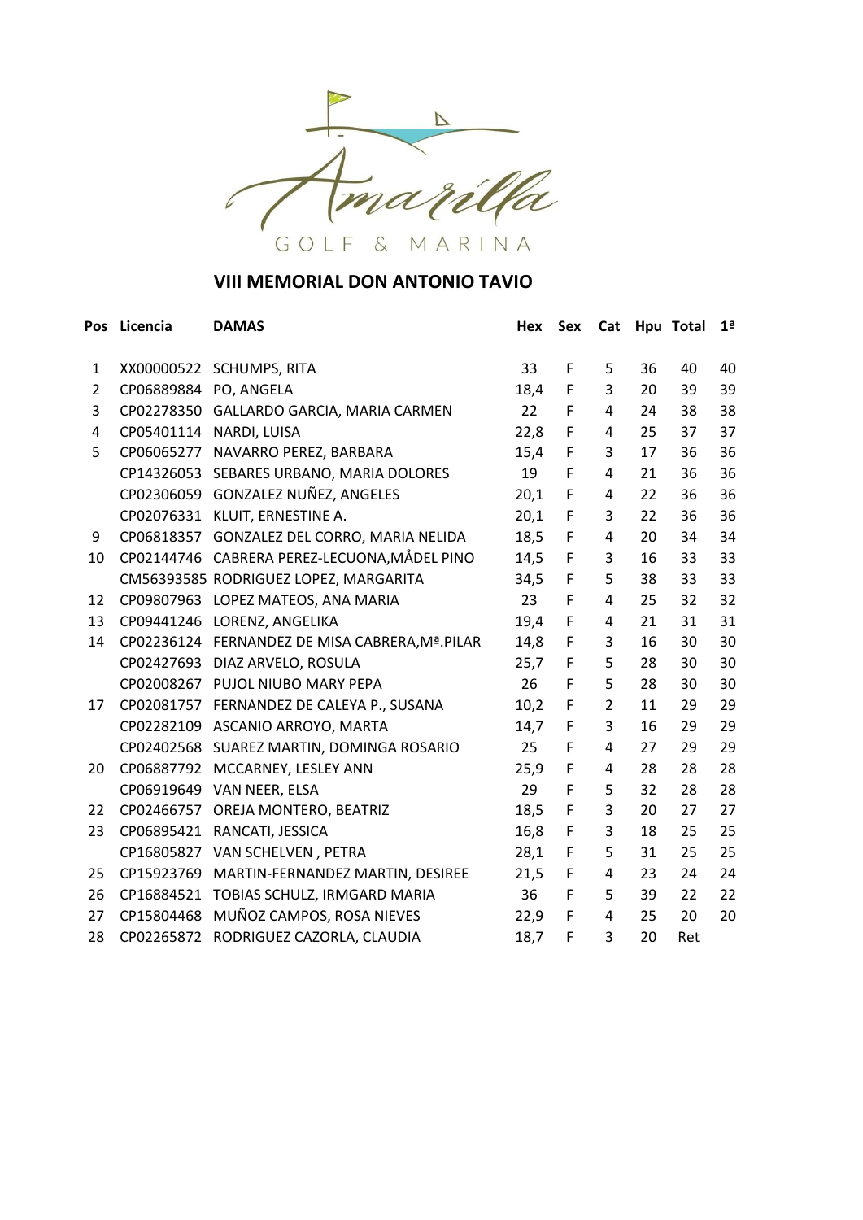Amarilla GOLF & MARINA

## VIII MEMORIAL DON ANTONIO TAVIO

| Pos | Licencia | DAMAS | Hex | Sex | Cat | Hpu | Total | 1ª |
|---|---|---|---|---|---|---|---|---|
| 1 | XX00000522 | SCHUMPS, RITA | 33 | F | 5 | 36 | 40 | 40 |
| 2 | CP06889884 | PO, ANGELA | 18,4 | F | 3 | 20 | 39 | 39 |
| 3 | CP02278350 | GALLARDO GARCIA, MARIA CARMEN | 22 | F | 4 | 24 | 38 | 38 |
| 4 | CP05401114 | NARDI, LUISA | 22,8 | F | 4 | 25 | 37 | 37 |
| 5 | CP06065277 | NAVARRO PEREZ, BARBARA | 15,4 | F | 3 | 17 | 36 | 36 |
| | CP14326053 | SEBARES URBANO, MARIA DOLORES | 19 | F | 4 | 21 | 36 | 36 |
| | CP02306059 | GONZALEZ NUÑEZ, ANGELES | 20,1 | F | 4 | 22 | 36 | 36 |
| | CP02076331 | KLUIT, ERNESTINE A. | 20,1 | F | 3 | 22 | 36 | 36 |
| 9 | CP06818357 | GONZALEZ DEL CORRO, MARIA NELIDA | 18,5 | F | 4 | 20 | 34 | 34 |
| 10 | CP02144746 | CABRERA PEREZ-LECUONA,MÅDEL PINO | 14,5 | F | 3 | 16 | 33 | 33 |
| | CM56393585 | RODRIGUEZ LOPEZ, MARGARITA | 34,5 | F | 5 | 38 | 33 | 33 |
| 12 | CP09807963 | LOPEZ MATEOS, ANA MARIA | 23 | F | 4 | 25 | 32 | 32 |
| 13 | CP09441246 | LORENZ, ANGELIKA | 19,4 | F | 4 | 21 | 31 | 31 |
| 14 | CP02236124 | FERNANDEZ DE MISA CABRERA,Mª.PILAR | 14,8 | F | 3 | 16 | 30 | 30 |
| | CP02427693 | DIAZ ARVELO, ROSULA | 25,7 | F | 5 | 28 | 30 | 30 |
| | CP02008267 | PUJOL NIUBO MARY PEPA | 26 | F | 5 | 28 | 30 | 30 |
| 17 | CP02081757 | FERNANDEZ DE CALEYA P., SUSANA | 10,2 | F | 2 | 11 | 29 | 29 |
| | CP02282109 | ASCANIO ARROYO, MARTA | 14,7 | F | 3 | 16 | 29 | 29 |
| | CP02402568 | SUAREZ MARTIN, DOMINGA ROSARIO | 25 | F | 4 | 27 | 29 | 29 |
| 20 | CP06887792 | MCCARNEY, LESLEY ANN | 25,9 | F | 4 | 28 | 28 | 28 |
| | CP06919649 | VAN NEER, ELSA | 29 | F | 5 | 32 | 28 | 28 |
| 22 | CP02466757 | OREJA MONTERO, BEATRIZ | 18,5 | F | 3 | 20 | 27 | 27 |
| 23 | CP06895421 | RANCATI, JESSICA | 16,8 | F | 3 | 18 | 25 | 25 |
| | CP16805827 | VAN SCHELVEN , PETRA | 28,1 | F | 5 | 31 | 25 | 25 |
| 25 | CP15923769 | MARTIN-FERNANDEZ MARTIN, DESIREE | 21,5 | F | 4 | 23 | 24 | 24 |
| 26 | CP16884521 | TOBIAS SCHULZ, IRMGARD MARIA | 36 | F | 5 | 39 | 22 | 22 |
| 27 | CP15804468 | MUÑOZ CAMPOS, ROSA NIEVES | 22,9 | F | 4 | 25 | 20 | 20 |
| 28 | CP02265872 | RODRIGUEZ CAZORLA, CLAUDIA | 18,7 | F | 3 | 20 | Ret | |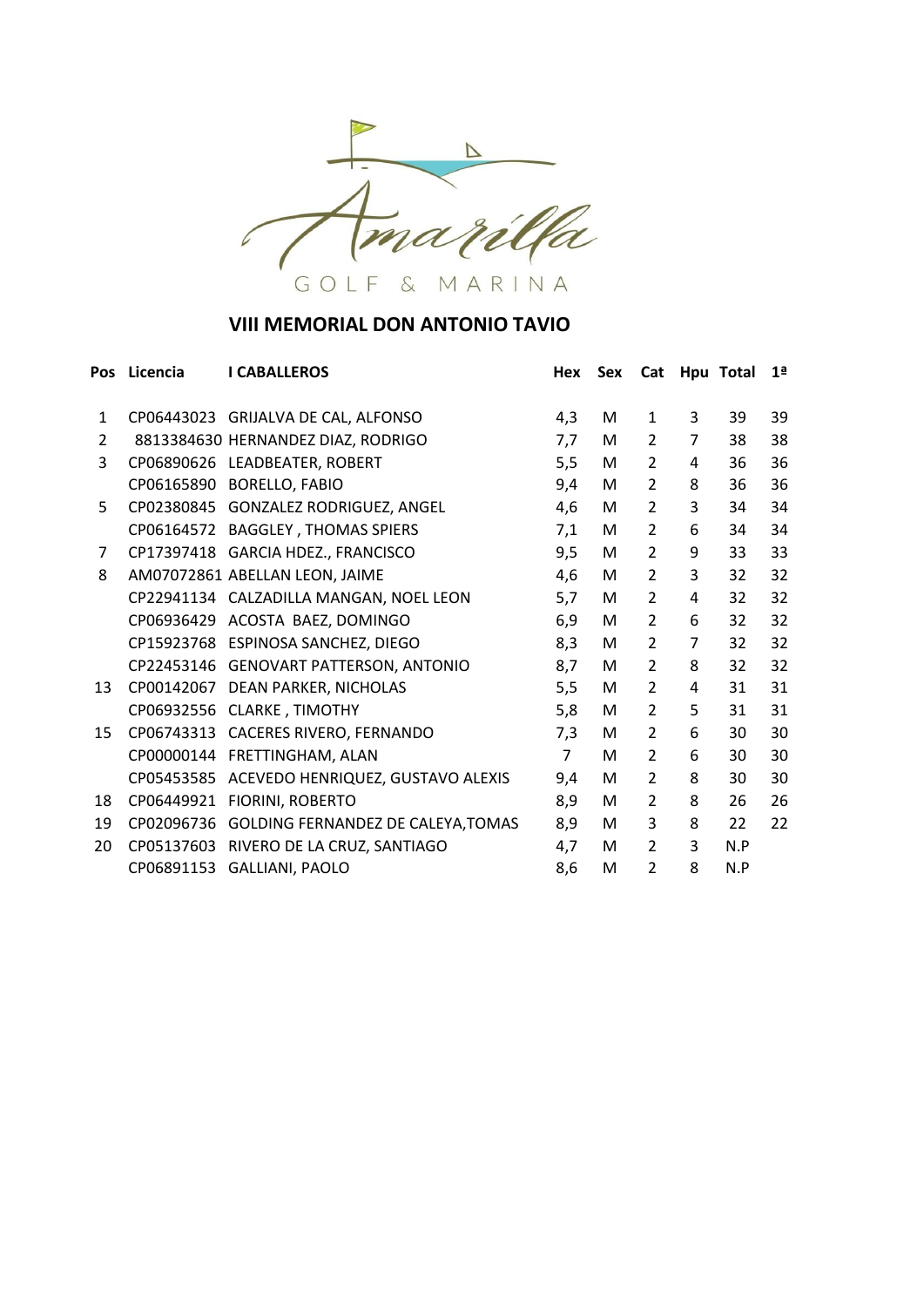# VIII MEMORIAL DON ANTONIO TAVIO

| Pos | Licencia | I CABALLEROS | Hex | Sex | Cat | Hpu | Total | 1ª |
|---|---|---|---|---|---|---|---|---|
| 1 | CP06443023 | GRIJALVA DE CAL, ALFONSO | 4,3 | M | 1 | 3 | 39 | 39 |
| 2 | 8813384630 | HERNANDEZ DIAZ, RODRIGO | 7,7 | M | 2 | 7 | 38 | 38 |
| 3 | CP06890626 | LEADBEATER, ROBERT | 5,5 | M | 2 | 4 | 36 | 36 |
| | CP06165890 | BORELLO, FABIO | 9,4 | M | 2 | 8 | 36 | 36 |
| 5 | CP02380845 | GONZALEZ RODRIGUEZ, ANGEL | 4,6 | M | 2 | 3 | 34 | 34 |
| | CP06164572 | BAGGLEY , THOMAS SPIERS | 7,1 | M | 2 | 6 | 34 | 34 |
| 7 | CP17397418 | GARCIA HDEZ., FRANCISCO | 9,5 | M | 2 | 9 | 33 | 33 |
| 8 | AM07072861 | ABELLAN LEON, JAIME | 4,6 | M | 2 | 3 | 32 | 32 |
| | CP22941134 | CALZADILLA MANGAN, NOEL LEON | 5,7 | M | 2 | 4 | 32 | 32 |
| | CP06936429 | ACOSTA BAEZ, DOMINGO | 6,9 | M | 2 | 6 | 32 | 32 |
| | CP15923768 | ESPINOSA SANCHEZ, DIEGO | 8,3 | M | 2 | 7 | 32 | 32 |
| | CP22453146 | GENOVART PATTERSON, ANTONIO | 8,7 | M | 2 | 8 | 32 | 32 |
| 13 | CP00142067 | DEAN PARKER, NICHOLAS | 5,5 | M | 2 | 4 | 31 | 31 |
| | CP06932556 | CLARKE , TIMOTHY | 5,8 | M | 2 | 5 | 31 | 31 |
| 15 | CP06743313 | CACERES RIVERO, FERNANDO | 7,3 | M | 2 | 6 | 30 | 30 |
| | CP00000144 | FRETTINGHAM, ALAN | 7 | M | 2 | 6 | 30 | 30 |
| | CP05453585 | ACEVEDO HENRIQUEZ, GUSTAVO ALEXIS | 9,4 | M | 2 | 8 | 30 | 30 |
| 18 | CP06449921 | FIORINI, ROBERTO | 8,9 | M | 2 | 8 | 26 | 26 |
| 19 | CP02096736 | GOLDING FERNANDEZ DE CALEYA,TOMAS | 8,9 | M | 3 | 8 | 22 | 22 |
| 20 | CP05137603 | RIVERO DE LA CRUZ, SANTIAGO | 4,7 | M | 2 | 3 | N.P | |
| | CP06891153 | GALLIANI, PAOLO | 8,6 | M | 2 | 8 | N.P | |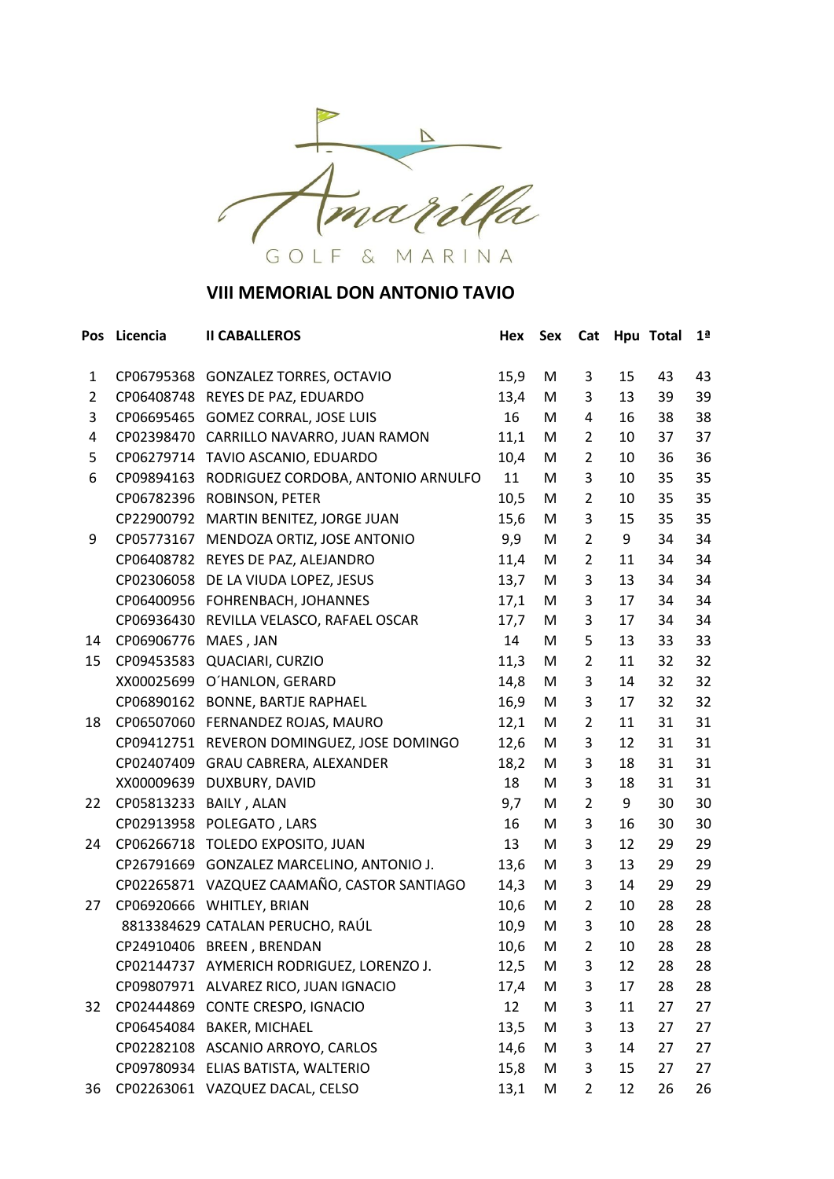Amarilla GOLF & MARINA

## VIII MEMORIAL DON ANTONIO TAVIO

| Pos | Licencia | II CABALLEROS | Hex | Sex | Cat | Hpu | Total | 1ª |
|---|---|---|---|---|---|---|---|---|
| 1 | CP06795368 | GONZALEZ TORRES, OCTAVIO | 15,9 | M | 3 | 15 | 43 | 43 |
| 2 | CP06408748 | REYES DE PAZ, EDUARDO | 13,4 | M | 3 | 13 | 39 | 39 |
| 3 | CP06695465 | GOMEZ CORRAL, JOSE LUIS | 16 | M | 4 | 16 | 38 | 38 |
| 4 | CP02398470 | CARRILLO NAVARRO, JUAN RAMON | 11,1 | M | 2 | 10 | 37 | 37 |
| 5 | CP06279714 | TAVIO ASCANIO, EDUARDO | 10,4 | M | 2 | 10 | 36 | 36 |
| 6 | CP09894163 | RODRIGUEZ CORDOBA, ANTONIO ARNULFO | 11 | M | 3 | 10 | 35 | 35 |
| | CP06782396 | ROBINSON, PETER | 10,5 | M | 2 | 10 | 35 | 35 |
| | CP22900792 | MARTIN BENITEZ, JORGE JUAN | 15,6 | M | 3 | 15 | 35 | 35 |
| 9 | CP05773167 | MENDOZA ORTIZ, JOSE ANTONIO | 9,9 | M | 2 | 9 | 34 | 34 |
| | CP06408782 | REYES DE PAZ, ALEJANDRO | 11,4 | M | 2 | 11 | 34 | 34 |
| | CP02306058 | DE LA VIUDA LOPEZ, JESUS | 13,7 | M | 3 | 13 | 34 | 34 |
| | CP06400956 | FOHRENBACH, JOHANNES | 17,1 | M | 3 | 17 | 34 | 34 |
| | CP06936430 | REVILLA VELASCO, RAFAEL OSCAR | 17,7 | M | 3 | 17 | 34 | 34 |
| 14 | CP06906776 | MAES , JAN | 14 | M | 5 | 13 | 33 | 33 |
| 15 | CP09453583 | QUACIARI, CURZIO | 11,3 | M | 2 | 11 | 32 | 32 |
| | XX00025699 | O´HANLON, GERARD | 14,8 | M | 3 | 14 | 32 | 32 |
| | CP06890162 | BONNE, BARTJE RAPHAEL | 16,9 | M | 3 | 17 | 32 | 32 |
| 18 | CP06507060 | FERNANDEZ ROJAS, MAURO | 12,1 | M | 2 | 11 | 31 | 31 |
| | CP09412751 | REVERON DOMINGUEZ, JOSE DOMINGO | 12,6 | M | 3 | 12 | 31 | 31 |
| | CP02407409 | GRAU CABRERA, ALEXANDER | 18,2 | M | 3 | 18 | 31 | 31 |
| | XX00009639 | DUXBURY, DAVID | 18 | M | 3 | 18 | 31 | 31 |
| 22 | CP05813233 | BAILY , ALAN | 9,7 | M | 2 | 9 | 30 | 30 |
| | CP02913958 | POLEGATO , LARS | 16 | M | 3 | 16 | 30 | 30 |
| 24 | CP06266718 | TOLEDO EXPOSITO, JUAN | 13 | M | 3 | 12 | 29 | 29 |
| | CP26791669 | GONZALEZ MARCELINO, ANTONIO J. | 13,6 | M | 3 | 13 | 29 | 29 |
| | CP02265871 | VAZQUEZ CAAMAÑO, CASTOR SANTIAGO | 14,3 | M | 3 | 14 | 29 | 29 |
| 27 | CP06920666 | WHITLEY, BRIAN | 10,6 | M | 2 | 10 | 28 | 28 |
| | 8813384629 | CATALAN PERUCHO, RAÚL | 10,9 | M | 3 | 10 | 28 | 28 |
| | CP24910406 | BREEN , BRENDAN | 10,6 | M | 2 | 10 | 28 | 28 |
| | CP02144737 | AYMERICH RODRIGUEZ, LORENZO J. | 12,5 | M | 3 | 12 | 28 | 28 |
| | CP09807971 | ALVAREZ RICO, JUAN IGNACIO | 17,4 | M | 3 | 17 | 28 | 28 |
| 32 | CP02444869 | CONTE CRESPO, IGNACIO | 12 | M | 3 | 11 | 27 | 27 |
| | CP06454084 | BAKER, MICHAEL | 13,5 | M | 3 | 13 | 27 | 27 |
| | CP02282108 | ASCANIO ARROYO, CARLOS | 14,6 | M | 3 | 14 | 27 | 27 |
| | CP09780934 | ELIAS BATISTA, WALTERIO | 15,8 | M | 3 | 15 | 27 | 27 |
| 36 | CP02263061 | VAZQUEZ DACAL, CELSO | 13,1 | M | 2 | 12 | 26 | 26 |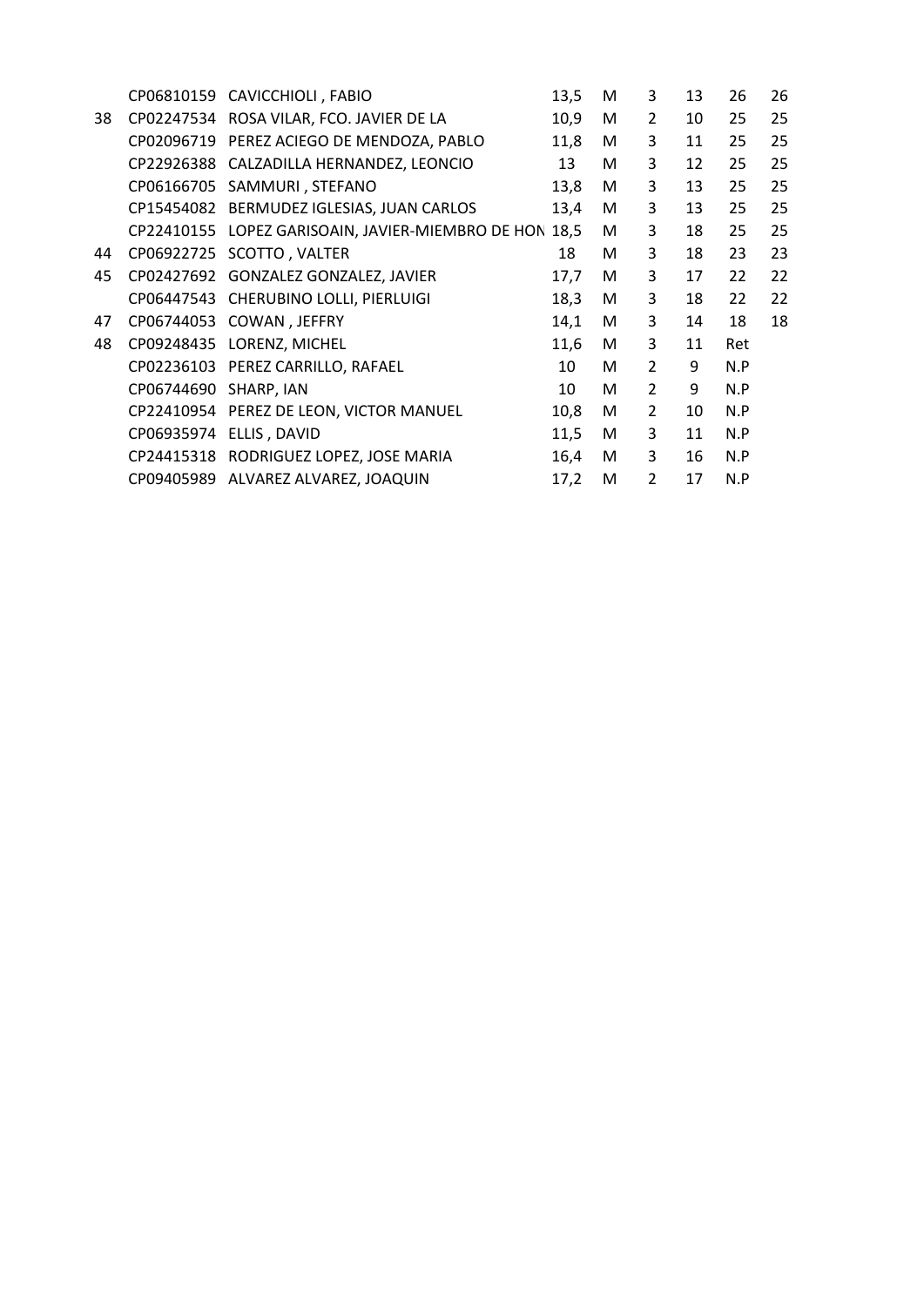|  |  |  |  |  |  |  |  |  |
|---|---|---|---|---|---|---|---|---|
|  | CP06810159 | CAVICCHIOLI , FABIO | 13,5 | M | 3 | 13 | 26 | 26 |
| 38 | CP02247534 | ROSA VILAR, FCO. JAVIER DE LA | 10,9 | M | 2 | 10 | 25 | 25 |
|  | CP02096719 | PEREZ ACIEGO DE MENDOZA, PABLO | 11,8 | M | 3 | 11 | 25 | 25 |
|  | CP22926388 | CALZADILLA HERNANDEZ, LEONCIO | 13 | M | 3 | 12 | 25 | 25 |
|  | CP06166705 | SAMMURI , STEFANO | 13,8 | M | 3 | 13 | 25 | 25 |
|  | CP15454082 | BERMUDEZ IGLESIAS, JUAN CARLOS | 13,4 | M | 3 | 13 | 25 | 25 |
|  | CP22410155 | LOPEZ GARISOAIN, JAVIER-MIEMBRO DE HON | 18,5 | M | 3 | 18 | 25 | 25 |
| 44 | CP06922725 | SCOTTO , VALTER | 18 | M | 3 | 18 | 23 | 23 |
| 45 | CP02427692 | GONZALEZ GONZALEZ, JAVIER | 17,7 | M | 3 | 17 | 22 | 22 |
|  | CP06447543 | CHERUBINO LOLLI, PIERLUIGI | 18,3 | M | 3 | 18 | 22 | 22 |
| 47 | CP06744053 | COWAN , JEFFRY | 14,1 | M | 3 | 14 | 18 | 18 |
| 48 | CP09248435 | LORENZ, MICHEL | 11,6 | M | 3 | 11 | Ret |  |
|  | CP02236103 | PEREZ CARRILLO, RAFAEL | 10 | M | 2 | 9 | N.P |  |
|  | CP06744690 | SHARP, IAN | 10 | M | 2 | 9 | N.P |  |
|  | CP22410954 | PEREZ DE LEON, VICTOR MANUEL | 10,8 | M | 2 | 10 | N.P |  |
|  | CP06935974 | ELLIS , DAVID | 11,5 | M | 3 | 11 | N.P |  |
|  | CP24415318 | RODRIGUEZ LOPEZ, JOSE MARIA | 16,4 | M | 3 | 16 | N.P |  |
|  | CP09405989 | ALVAREZ ALVAREZ, JOAQUIN | 17,2 | M | 2 | 17 | N.P |  |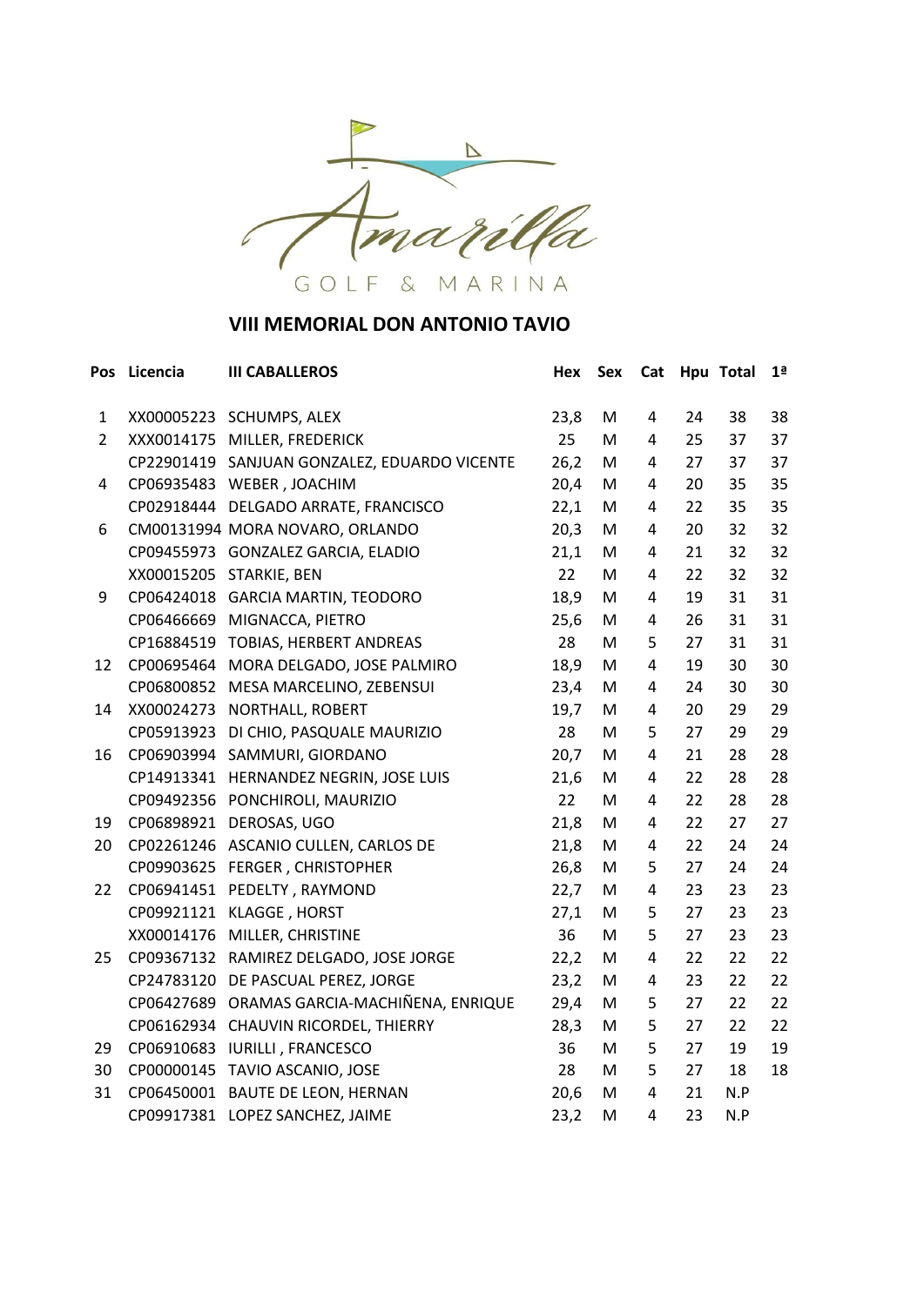Amarilla GOLF & MARINA

## VIII MEMORIAL DON ANTONIO TAVIO

| Pos | Licencia | III CABALLEROS | Hex | Sex | Cat | Hpu | Total | 1ª |
|---|---|---|---|---|---|---|---|---|
| 1 | XX00005223 | SCHUMPS, ALEX | 23,8 | M | 4 | 24 | 38 | 38 |
| 2 | XXX0014175 | MILLER, FREDERICK | 25 | M | 4 | 25 | 37 | 37 |
| | CP22901419 | SANJUAN GONZALEZ, EDUARDO VICENTE | 26,2 | M | 4 | 27 | 37 | 37 |
| 4 | CP06935483 | WEBER , JOACHIM | 20,4 | M | 4 | 20 | 35 | 35 |
| | CP02918444 | DELGADO ARRATE, FRANCISCO | 22,1 | M | 4 | 22 | 35 | 35 |
| 6 | CM00131994 | MORA NOVARO, ORLANDO | 20,3 | M | 4 | 20 | 32 | 32 |
| | CP09455973 | GONZALEZ GARCIA, ELADIO | 21,1 | M | 4 | 21 | 32 | 32 |
| | XX00015205 | STARKIE, BEN | 22 | M | 4 | 22 | 32 | 32 |
| 9 | CP06424018 | GARCIA MARTIN, TEODORO | 18,9 | M | 4 | 19 | 31 | 31 |
| | CP06466669 | MIGNACCA, PIETRO | 25,6 | M | 4 | 26 | 31 | 31 |
| | CP16884519 | TOBIAS, HERBERT ANDREAS | 28 | M | 5 | 27 | 31 | 31 |
| 12 | CP00695464 | MORA DELGADO, JOSE PALMIRO | 18,9 | M | 4 | 19 | 30 | 30 |
| | CP06800852 | MESA MARCELINO, ZEBENSUI | 23,4 | M | 4 | 24 | 30 | 30 |
| 14 | XX00024273 | NORTHALL, ROBERT | 19,7 | M | 4 | 20 | 29 | 29 |
| | CP05913923 | DI CHIO, PASQUALE MAURIZIO | 28 | M | 5 | 27 | 29 | 29 |
| 16 | CP06903994 | SAMMURI, GIORDANO | 20,7 | M | 4 | 21 | 28 | 28 |
| | CP14913341 | HERNANDEZ NEGRIN, JOSE LUIS | 21,6 | M | 4 | 22 | 28 | 28 |
| | CP09492356 | PONCHIROLI, MAURIZIO | 22 | M | 4 | 22 | 28 | 28 |
| 19 | CP06898921 | DEROSAS, UGO | 21,8 | M | 4 | 22 | 27 | 27 |
| 20 | CP02261246 | ASCANIO CULLEN, CARLOS DE | 21,8 | M | 4 | 22 | 24 | 24 |
| | CP09903625 | FERGER , CHRISTOPHER | 26,8 | M | 5 | 27 | 24 | 24 |
| 22 | CP06941451 | PEDELTY , RAYMOND | 22,7 | M | 4 | 23 | 23 | 23 |
| | CP09921121 | KLAGGE , HORST | 27,1 | M | 5 | 27 | 23 | 23 |
| | XX00014176 | MILLER, CHRISTINE | 36 | M | 5 | 27 | 23 | 23 |
| 25 | CP09367132 | RAMIREZ DELGADO, JOSE JORGE | 22,2 | M | 4 | 22 | 22 | 22 |
| | CP24783120 | DE PASCUAL PEREZ, JORGE | 23,2 | M | 4 | 23 | 22 | 22 |
| | CP06427689 | ORAMAS GARCIA-MACHIÑENA, ENRIQUE | 29,4 | M | 5 | 27 | 22 | 22 |
| | CP06162934 | CHAUVIN RICORDEL, THIERRY | 28,3 | M | 5 | 27 | 22 | 22 |
| 29 | CP06910683 | IURILLI , FRANCESCO | 36 | M | 5 | 27 | 19 | 19 |
| 30 | CP00000145 | TAVIO ASCANIO, JOSE | 28 | M | 5 | 27 | 18 | 18 |
| 31 | CP06450001 | BAUTE DE LEON, HERNAN | 20,6 | M | 4 | 21 | N.P | |
| | CP09917381 | LOPEZ SANCHEZ, JAIME | 23,2 | M | 4 | 23 | N.P | |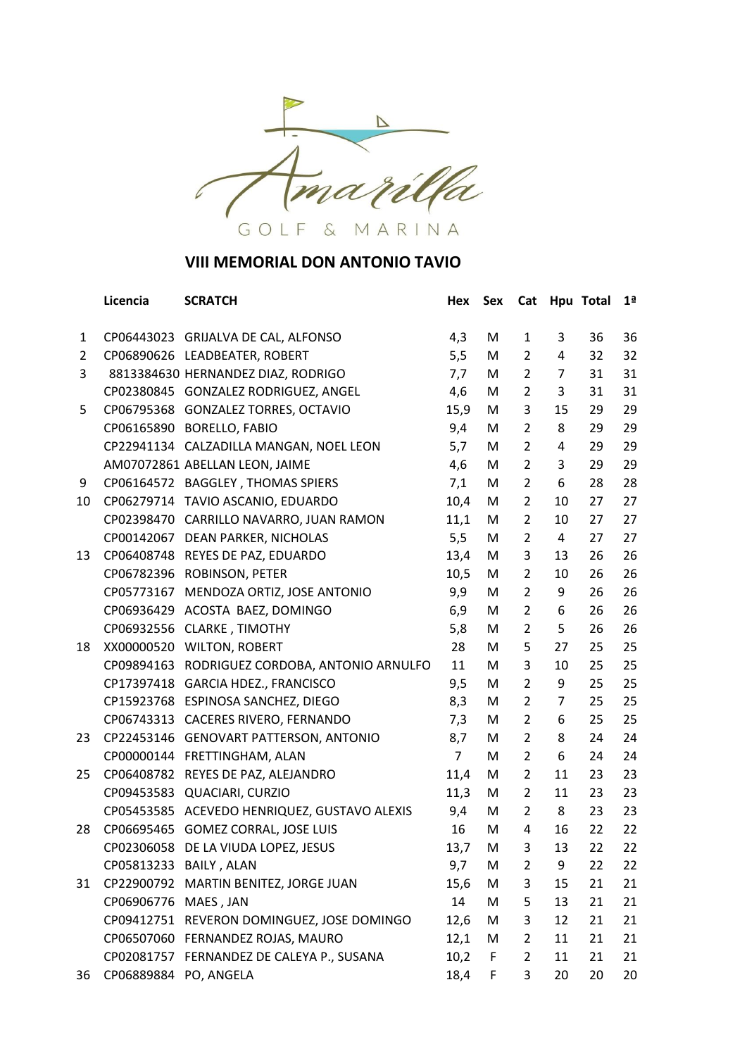Amarilla GOLF & MARINA

## VIII MEMORIAL DON ANTONIO TAVIO

| | Licencia | SCRATCH | Hex | Sex | Cat | Hpu | Total | 1ª |
|---|---|---|---|---|---|---|---|---|
| 1 | CP06443023 | GRIJALVA DE CAL, ALFONSO | 4,3 | M | 1 | 3 | 36 | 36 |
| 2 | CP06890626 | LEADBEATER, ROBERT | 5,5 | M | 2 | 4 | 32 | 32 |
| 3 | 8813384630 | HERNANDEZ DIAZ, RODRIGO | 7,7 | M | 2 | 7 | 31 | 31 |
| | CP02380845 | GONZALEZ RODRIGUEZ, ANGEL | 4,6 | M | 2 | 3 | 31 | 31 |
| 5 | CP06795368 | GONZALEZ TORRES, OCTAVIO | 15,9 | M | 3 | 15 | 29 | 29 |
| | CP06165890 | BORELLO, FABIO | 9,4 | M | 2 | 8 | 29 | 29 |
| | CP22941134 | CALZADILLA MANGAN, NOEL LEON | 5,7 | M | 2 | 4 | 29 | 29 |
| | AM07072861 | ABELLAN LEON, JAIME | 4,6 | M | 2 | 3 | 29 | 29 |
| 9 | CP06164572 | BAGGLEY , THOMAS SPIERS | 7,1 | M | 2 | 6 | 28 | 28 |
| 10 | CP06279714 | TAVIO ASCANIO, EDUARDO | 10,4 | M | 2 | 10 | 27 | 27 |
| | CP02398470 | CARRILLO NAVARRO, JUAN RAMON | 11,1 | M | 2 | 10 | 27 | 27 |
| | CP00142067 | DEAN PARKER, NICHOLAS | 5,5 | M | 2 | 4 | 27 | 27 |
| 13 | CP06408748 | REYES DE PAZ, EDUARDO | 13,4 | M | 3 | 13 | 26 | 26 |
| | CP06782396 | ROBINSON, PETER | 10,5 | M | 2 | 10 | 26 | 26 |
| | CP05773167 | MENDOZA ORTIZ, JOSE ANTONIO | 9,9 | M | 2 | 9 | 26 | 26 |
| | CP06936429 | ACOSTA BAEZ, DOMINGO | 6,9 | M | 2 | 6 | 26 | 26 |
| | CP06932556 | CLARKE , TIMOTHY | 5,8 | M | 2 | 5 | 26 | 26 |
| 18 | XX00000520 | WILTON, ROBERT | 28 | M | 5 | 27 | 25 | 25 |
| | CP09894163 | RODRIGUEZ CORDOBA, ANTONIO ARNULFO | 11 | M | 3 | 10 | 25 | 25 |
| | CP17397418 | GARCIA HDEZ., FRANCISCO | 9,5 | M | 2 | 9 | 25 | 25 |
| | CP15923768 | ESPINOSA SANCHEZ, DIEGO | 8,3 | M | 2 | 7 | 25 | 25 |
| | CP06743313 | CACERES RIVERO, FERNANDO | 7,3 | M | 2 | 6 | 25 | 25 |
| 23 | CP22453146 | GENOVART PATTERSON, ANTONIO | 8,7 | M | 2 | 8 | 24 | 24 |
| | CP00000144 | FRETTINGHAM, ALAN | 7 | M | 2 | 6 | 24 | 24 |
| 25 | CP06408782 | REYES DE PAZ, ALEJANDRO | 11,4 | M | 2 | 11 | 23 | 23 |
| | CP09453583 | QUACIARI, CURZIO | 11,3 | M | 2 | 11 | 23 | 23 |
| | CP05453585 | ACEVEDO HENRIQUEZ, GUSTAVO ALEXIS | 9,4 | M | 2 | 8 | 23 | 23 |
| 28 | CP06695465 | GOMEZ CORRAL, JOSE LUIS | 16 | M | 4 | 16 | 22 | 22 |
| | CP02306058 | DE LA VIUDA LOPEZ, JESUS | 13,7 | M | 3 | 13 | 22 | 22 |
| | CP05813233 | BAILY , ALAN | 9,7 | M | 2 | 9 | 22 | 22 |
| 31 | CP22900792 | MARTIN BENITEZ, JORGE JUAN | 15,6 | M | 3 | 15 | 21 | 21 |
| | CP06906776 | MAES , JAN | 14 | M | 5 | 13 | 21 | 21 |
| | CP09412751 | REVERON DOMINGUEZ, JOSE DOMINGO | 12,6 | M | 3 | 12 | 21 | 21 |
| | CP06507060 | FERNANDEZ ROJAS, MAURO | 12,1 | M | 2 | 11 | 21 | 21 |
| | CP02081757 | FERNANDEZ DE CALEYA P., SUSANA | 10,2 | F | 2 | 11 | 21 | 21 |
| 36 | CP06889884 | PO, ANGELA | 18,4 | F | 3 | 20 | 20 | 20 |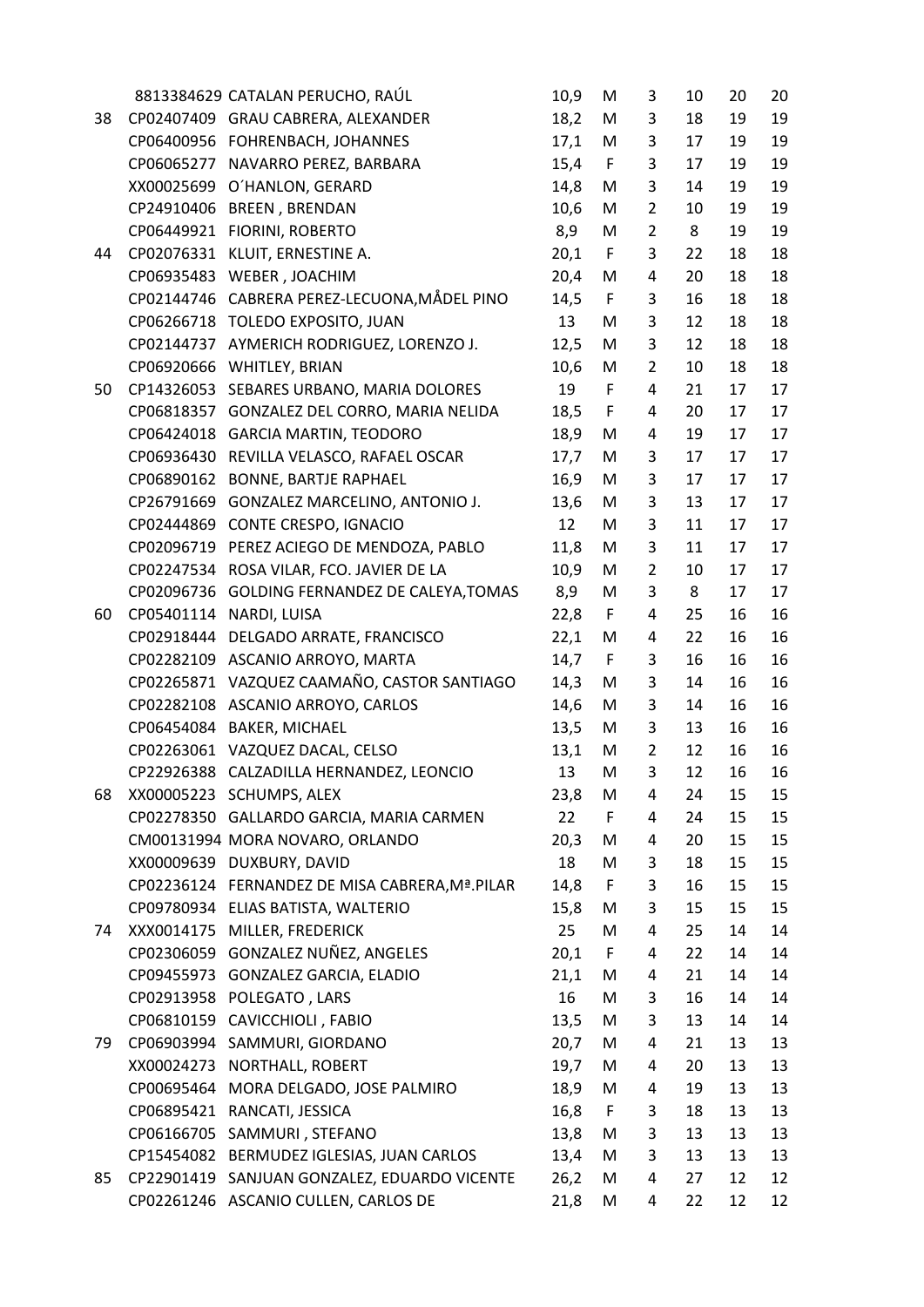| | | | | | | | | |
|---|---|---|---|---|---|---|---|---|
| | 8813384629 | CATALAN PERUCHO, RAÚL | 10,9 | M | 3 | 10 | 20 | 20 |
| 38 | CP02407409 | GRAU CABRERA, ALEXANDER | 18,2 | M | 3 | 18 | 19 | 19 |
| | CP06400956 | FOHRENBACH, JOHANNES | 17,1 | M | 3 | 17 | 19 | 19 |
| | CP06065277 | NAVARRO PEREZ, BARBARA | 15,4 | F | 3 | 17 | 19 | 19 |
| | XX00025699 | O´HANLON, GERARD | 14,8 | M | 3 | 14 | 19 | 19 |
| | CP24910406 | BREEN , BRENDAN | 10,6 | M | 2 | 10 | 19 | 19 |
| | CP06449921 | FIORINI, ROBERTO | 8,9 | M | 2 | 8 | 19 | 19 |
| 44 | CP02076331 | KLUIT, ERNESTINE A. | 20,1 | F | 3 | 22 | 18 | 18 |
| | CP06935483 | WEBER , JOACHIM | 20,4 | M | 4 | 20 | 18 | 18 |
| | CP02144746 | CABRERA PEREZ-LECUONA,MÅDEL PINO | 14,5 | F | 3 | 16 | 18 | 18 |
| | CP06266718 | TOLEDO EXPOSITO, JUAN | 13 | M | 3 | 12 | 18 | 18 |
| | CP02144737 | AYMERICH RODRIGUEZ, LORENZO J. | 12,5 | M | 3 | 12 | 18 | 18 |
| | CP06920666 | WHITLEY, BRIAN | 10,6 | M | 2 | 10 | 18 | 18 |
| 50 | CP14326053 | SEBARES URBANO, MARIA DOLORES | 19 | F | 4 | 21 | 17 | 17 |
| | CP06818357 | GONZALEZ DEL CORRO, MARIA NELIDA | 18,5 | F | 4 | 20 | 17 | 17 |
| | CP06424018 | GARCIA MARTIN, TEODORO | 18,9 | M | 4 | 19 | 17 | 17 |
| | CP06936430 | REVILLA VELASCO, RAFAEL OSCAR | 17,7 | M | 3 | 17 | 17 | 17 |
| | CP06890162 | BONNE, BARTJE RAPHAEL | 16,9 | M | 3 | 17 | 17 | 17 |
| | CP26791669 | GONZALEZ MARCELINO, ANTONIO J. | 13,6 | M | 3 | 13 | 17 | 17 |
| | CP02444869 | CONTE CRESPO, IGNACIO | 12 | M | 3 | 11 | 17 | 17 |
| | CP02096719 | PEREZ ACIEGO DE MENDOZA, PABLO | 11,8 | M | 3 | 11 | 17 | 17 |
| | CP02247534 | ROSA VILAR, FCO. JAVIER DE LA | 10,9 | M | 2 | 10 | 17 | 17 |
| | CP02096736 | GOLDING FERNANDEZ DE CALEYA,TOMAS | 8,9 | M | 3 | 8 | 17 | 17 |
| 60 | CP05401114 | NARDI, LUISA | 22,8 | F | 4 | 25 | 16 | 16 |
| | CP02918444 | DELGADO ARRATE, FRANCISCO | 22,1 | M | 4 | 22 | 16 | 16 |
| | CP02282109 | ASCANIO ARROYO, MARTA | 14,7 | F | 3 | 16 | 16 | 16 |
| | CP02265871 | VAZQUEZ CAAMAÑO, CASTOR SANTIAGO | 14,3 | M | 3 | 14 | 16 | 16 |
| | CP02282108 | ASCANIO ARROYO, CARLOS | 14,6 | M | 3 | 14 | 16 | 16 |
| | CP06454084 | BAKER, MICHAEL | 13,5 | M | 3 | 13 | 16 | 16 |
| | CP02263061 | VAZQUEZ DACAL, CELSO | 13,1 | M | 2 | 12 | 16 | 16 |
| | CP22926388 | CALZADILLA HERNANDEZ, LEONCIO | 13 | M | 3 | 12 | 16 | 16 |
| 68 | XX00005223 | SCHUMPS, ALEX | 23,8 | M | 4 | 24 | 15 | 15 |
| | CP02278350 | GALLARDO GARCIA, MARIA CARMEN | 22 | F | 4 | 24 | 15 | 15 |
| | CM00131994 | MORA NOVARO, ORLANDO | 20,3 | M | 4 | 20 | 15 | 15 |
| | XX00009639 | DUXBURY, DAVID | 18 | M | 3 | 18 | 15 | 15 |
| | CP02236124 | FERNANDEZ DE MISA CABRERA,Mª.PILAR | 14,8 | F | 3 | 16 | 15 | 15 |
| | CP09780934 | ELIAS BATISTA, WALTERIO | 15,8 | M | 3 | 15 | 15 | 15 |
| 74 | XXX0014175 | MILLER, FREDERICK | 25 | M | 4 | 25 | 14 | 14 |
| | CP02306059 | GONZALEZ NUÑEZ, ANGELES | 20,1 | F | 4 | 22 | 14 | 14 |
| | CP09455973 | GONZALEZ GARCIA, ELADIO | 21,1 | M | 4 | 21 | 14 | 14 |
| | CP02913958 | POLEGATO , LARS | 16 | M | 3 | 16 | 14 | 14 |
| | CP06810159 | CAVICCHIOLI , FABIO | 13,5 | M | 3 | 13 | 14 | 14 |
| 79 | CP06903994 | SAMMURI, GIORDANO | 20,7 | M | 4 | 21 | 13 | 13 |
| | XX00024273 | NORTHALL, ROBERT | 19,7 | M | 4 | 20 | 13 | 13 |
| | CP00695464 | MORA DELGADO, JOSE PALMIRO | 18,9 | M | 4 | 19 | 13 | 13 |
| | CP06895421 | RANCATI, JESSICA | 16,8 | F | 3 | 18 | 13 | 13 |
| | CP06166705 | SAMMURI , STEFANO | 13,8 | M | 3 | 13 | 13 | 13 |
| | CP15454082 | BERMUDEZ IGLESIAS, JUAN CARLOS | 13,4 | M | 3 | 13 | 13 | 13 |
| 85 | CP22901419 | SANJUAN GONZALEZ, EDUARDO VICENTE | 26,2 | M | 4 | 27 | 12 | 12 |
| | CP02261246 | ASCANIO CULLEN, CARLOS DE | 21,8 | M | 4 | 22 | 12 | 12 |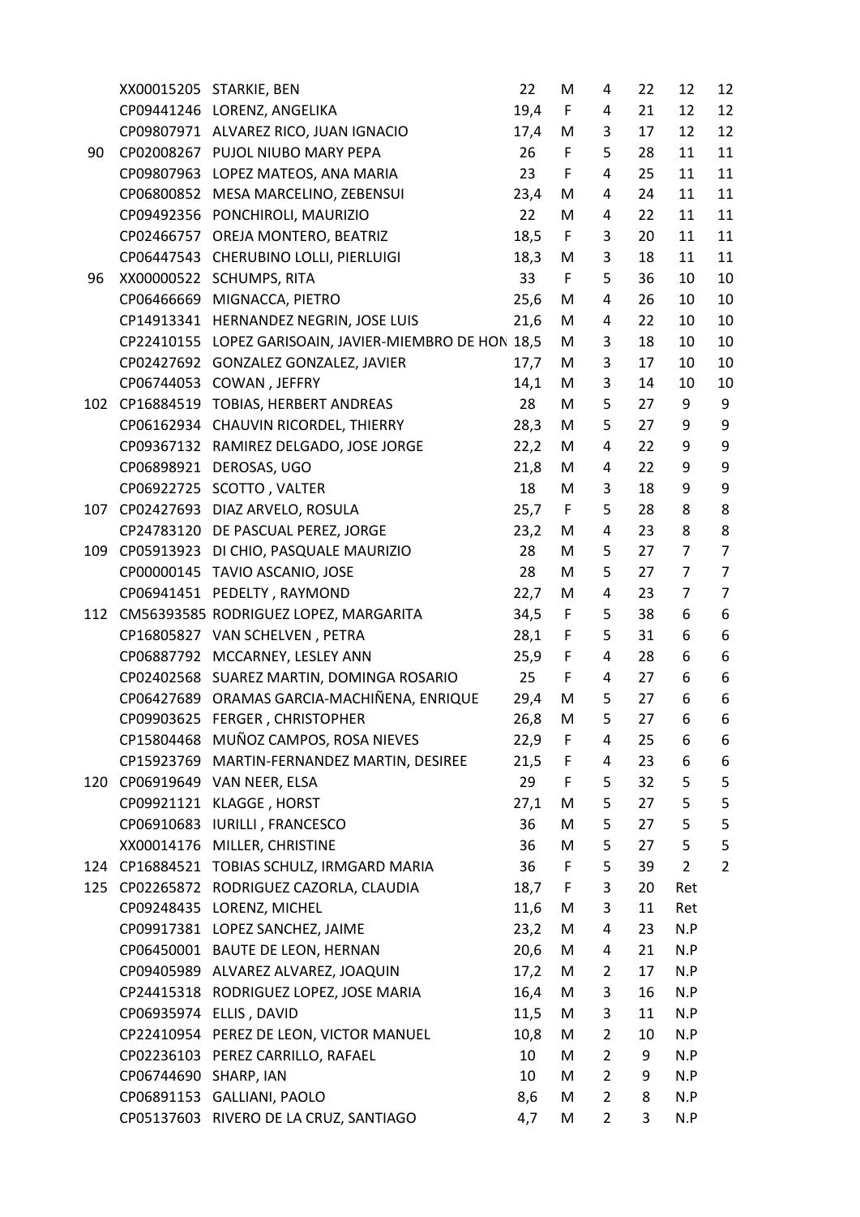|  |  |  |  |  |  |  |  |  |
|---|---|---|---|---|---|---|---|---|
|  | XX00015205 | STARKIE, BEN | 22 | M | 4 | 22 | 12 | 12 |
|  | CP09441246 | LORENZ, ANGELIKA | 19,4 | F | 4 | 21 | 12 | 12 |
|  | CP09807971 | ALVAREZ RICO, JUAN IGNACIO | 17,4 | M | 3 | 17 | 12 | 12 |
| 90 | CP02008267 | PUJOL NIUBO MARY PEPA | 26 | F | 5 | 28 | 11 | 11 |
|  | CP09807963 | LOPEZ MATEOS, ANA MARIA | 23 | F | 4 | 25 | 11 | 11 |
|  | CP06800852 | MESA MARCELINO, ZEBENSUI | 23,4 | M | 4 | 24 | 11 | 11 |
|  | CP09492356 | PONCHIROLI, MAURIZIO | 22 | M | 4 | 22 | 11 | 11 |
|  | CP02466757 | OREJA MONTERO, BEATRIZ | 18,5 | F | 3 | 20 | 11 | 11 |
|  | CP06447543 | CHERUBINO LOLLI, PIERLUIGI | 18,3 | M | 3 | 18 | 11 | 11 |
| 96 | XX00000522 | SCHUMPS, RITA | 33 | F | 5 | 36 | 10 | 10 |
|  | CP06466669 | MIGNACCA, PIETRO | 25,6 | M | 4 | 26 | 10 | 10 |
|  | CP14913341 | HERNANDEZ NEGRIN, JOSE LUIS | 21,6 | M | 4 | 22 | 10 | 10 |
|  | CP22410155 | LOPEZ GARISOAIN, JAVIER-MIEMBRO DE HON | 18,5 | M | 3 | 18 | 10 | 10 |
|  | CP02427692 | GONZALEZ GONZALEZ, JAVIER | 17,7 | M | 3 | 17 | 10 | 10 |
|  | CP06744053 | COWAN , JEFFRY | 14,1 | M | 3 | 14 | 10 | 10 |
| 102 | CP16884519 | TOBIAS, HERBERT ANDREAS | 28 | M | 5 | 27 | 9 | 9 |
|  | CP06162934 | CHAUVIN RICORDEL, THIERRY | 28,3 | M | 5 | 27 | 9 | 9 |
|  | CP09367132 | RAMIREZ DELGADO, JOSE JORGE | 22,2 | M | 4 | 22 | 9 | 9 |
|  | CP06898921 | DEROSAS, UGO | 21,8 | M | 4 | 22 | 9 | 9 |
|  | CP06922725 | SCOTTO , VALTER | 18 | M | 3 | 18 | 9 | 9 |
| 107 | CP02427693 | DIAZ ARVELO, ROSULA | 25,7 | F | 5 | 28 | 8 | 8 |
|  | CP24783120 | DE PASCUAL PEREZ, JORGE | 23,2 | M | 4 | 23 | 8 | 8 |
| 109 | CP05913923 | DI CHIO, PASQUALE MAURIZIO | 28 | M | 5 | 27 | 7 | 7 |
|  | CP00000145 | TAVIO ASCANIO, JOSE | 28 | M | 5 | 27 | 7 | 7 |
|  | CP06941451 | PEDELTY , RAYMOND | 22,7 | M | 4 | 23 | 7 | 7 |
| 112 | CM56393585 | RODRIGUEZ LOPEZ, MARGARITA | 34,5 | F | 5 | 38 | 6 | 6 |
|  | CP16805827 | VAN SCHELVEN , PETRA | 28,1 | F | 5 | 31 | 6 | 6 |
|  | CP06887792 | MCCARNEY, LESLEY ANN | 25,9 | F | 4 | 28 | 6 | 6 |
|  | CP02402568 | SUAREZ MARTIN, DOMINGA ROSARIO | 25 | F | 4 | 27 | 6 | 6 |
|  | CP06427689 | ORAMAS GARCIA-MACHIÑENA, ENRIQUE | 29,4 | M | 5 | 27 | 6 | 6 |
|  | CP09903625 | FERGER , CHRISTOPHER | 26,8 | M | 5 | 27 | 6 | 6 |
|  | CP15804468 | MUÑOZ CAMPOS, ROSA NIEVES | 22,9 | F | 4 | 25 | 6 | 6 |
|  | CP15923769 | MARTIN-FERNANDEZ MARTIN, DESIREE | 21,5 | F | 4 | 23 | 6 | 6 |
| 120 | CP06919649 | VAN NEER, ELSA | 29 | F | 5 | 32 | 5 | 5 |
|  | CP09921121 | KLAGGE , HORST | 27,1 | M | 5 | 27 | 5 | 5 |
|  | CP06910683 | IURILLI , FRANCESCO | 36 | M | 5 | 27 | 5 | 5 |
|  | XX00014176 | MILLER, CHRISTINE | 36 | M | 5 | 27 | 5 | 5 |
| 124 | CP16884521 | TOBIAS SCHULZ, IRMGARD MARIA | 36 | F | 5 | 39 | 2 | 2 |
| 125 | CP02265872 | RODRIGUEZ CAZORLA, CLAUDIA | 18,7 | F | 3 | 20 | Ret |  |
|  | CP09248435 | LORENZ, MICHEL | 11,6 | M | 3 | 11 | Ret |  |
|  | CP09917381 | LOPEZ SANCHEZ, JAIME | 23,2 | M | 4 | 23 | N.P |  |
|  | CP06450001 | BAUTE DE LEON, HERNAN | 20,6 | M | 4 | 21 | N.P |  |
|  | CP09405989 | ALVAREZ ALVAREZ, JOAQUIN | 17,2 | M | 2 | 17 | N.P |  |
|  | CP24415318 | RODRIGUEZ LOPEZ, JOSE MARIA | 16,4 | M | 3 | 16 | N.P |  |
|  | CP06935974 | ELLIS , DAVID | 11,5 | M | 3 | 11 | N.P |  |
|  | CP22410954 | PEREZ DE LEON, VICTOR MANUEL | 10,8 | M | 2 | 10 | N.P |  |
|  | CP02236103 | PEREZ CARRILLO, RAFAEL | 10 | M | 2 | 9 | N.P |  |
|  | CP06744690 | SHARP, IAN | 10 | M | 2 | 9 | N.P |  |
|  | CP06891153 | GALLIANI, PAOLO | 8,6 | M | 2 | 8 | N.P |  |
|  | CP05137603 | RIVERO DE LA CRUZ, SANTIAGO | 4,7 | M | 2 | 3 | N.P |  |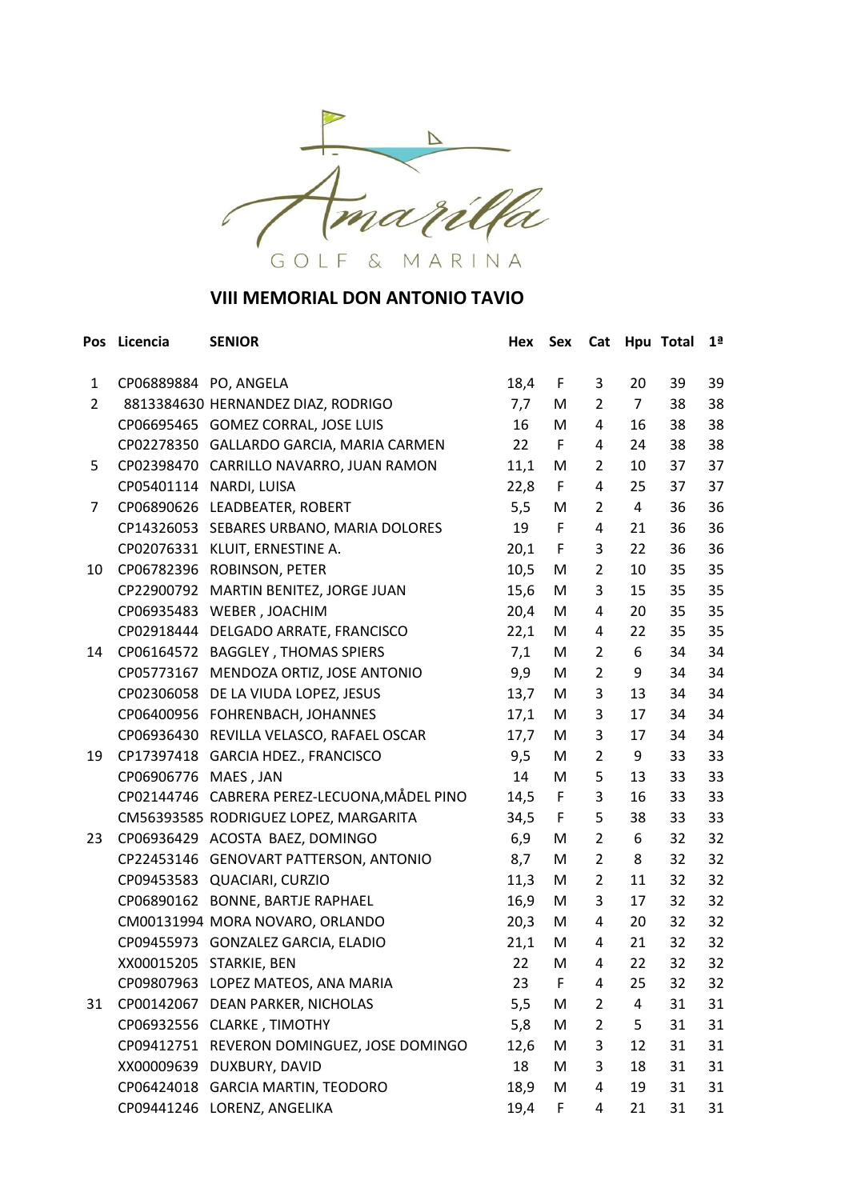Amarilla GOLF & MARINA

## VIII MEMORIAL DON ANTONIO TAVIO

| Pos | Licencia | SENIOR | Hex | Sex | Cat | Hpu | Total | 1ª |
|---|---|---|---|---|---|---|---|---|
| 1 | CP06889884 | PO, ANGELA | 18,4 | F | 3 | 20 | 39 | 39 |
| 2 | 8813384630 | HERNANDEZ DIAZ, RODRIGO | 7,7 | M | 2 | 7 | 38 | 38 |
| | CP06695465 | GOMEZ CORRAL, JOSE LUIS | 16 | M | 4 | 16 | 38 | 38 |
| | CP02278350 | GALLARDO GARCIA, MARIA CARMEN | 22 | F | 4 | 24 | 38 | 38 |
| 5 | CP02398470 | CARRILLO NAVARRO, JUAN RAMON | 11,1 | M | 2 | 10 | 37 | 37 |
| | CP05401114 | NARDI, LUISA | 22,8 | F | 4 | 25 | 37 | 37 |
| 7 | CP06890626 | LEADBEATER, ROBERT | 5,5 | M | 2 | 4 | 36 | 36 |
| | CP14326053 | SEBARES URBANO, MARIA DOLORES | 19 | F | 4 | 21 | 36 | 36 |
| | CP02076331 | KLUIT, ERNESTINE A. | 20,1 | F | 3 | 22 | 36 | 36 |
| 10 | CP06782396 | ROBINSON, PETER | 10,5 | M | 2 | 10 | 35 | 35 |
| | CP22900792 | MARTIN BENITEZ, JORGE JUAN | 15,6 | M | 3 | 15 | 35 | 35 |
| | CP06935483 | WEBER , JOACHIM | 20,4 | M | 4 | 20 | 35 | 35 |
| | CP02918444 | DELGADO ARRATE, FRANCISCO | 22,1 | M | 4 | 22 | 35 | 35 |
| 14 | CP06164572 | BAGGLEY , THOMAS SPIERS | 7,1 | M | 2 | 6 | 34 | 34 |
| | CP05773167 | MENDOZA ORTIZ, JOSE ANTONIO | 9,9 | M | 2 | 9 | 34 | 34 |
| | CP02306058 | DE LA VIUDA LOPEZ, JESUS | 13,7 | M | 3 | 13 | 34 | 34 |
| | CP06400956 | FOHRENBACH, JOHANNES | 17,1 | M | 3 | 17 | 34 | 34 |
| | CP06936430 | REVILLA VELASCO, RAFAEL OSCAR | 17,7 | M | 3 | 17 | 34 | 34 |
| 19 | CP17397418 | GARCIA HDEZ., FRANCISCO | 9,5 | M | 2 | 9 | 33 | 33 |
| | CP06906776 | MAES , JAN | 14 | M | 5 | 13 | 33 | 33 |
| | CP02144746 | CABRERA PEREZ-LECUONA,MÅDEL PINO | 14,5 | F | 3 | 16 | 33 | 33 |
| | CM56393585 | RODRIGUEZ LOPEZ, MARGARITA | 34,5 | F | 5 | 38 | 33 | 33 |
| 23 | CP06936429 | ACOSTA BAEZ, DOMINGO | 6,9 | M | 2 | 6 | 32 | 32 |
| | CP22453146 | GENOVART PATTERSON, ANTONIO | 8,7 | M | 2 | 8 | 32 | 32 |
| | CP09453583 | QUACIARI, CURZIO | 11,3 | M | 2 | 11 | 32 | 32 |
| | CP06890162 | BONNE, BARTJE RAPHAEL | 16,9 | M | 3 | 17 | 32 | 32 |
| | CM00131994 | MORA NOVARO, ORLANDO | 20,3 | M | 4 | 20 | 32 | 32 |
| | CP09455973 | GONZALEZ GARCIA, ELADIO | 21,1 | M | 4 | 21 | 32 | 32 |
| | XX00015205 | STARKIE, BEN | 22 | M | 4 | 22 | 32 | 32 |
| | CP09807963 | LOPEZ MATEOS, ANA MARIA | 23 | F | 4 | 25 | 32 | 32 |
| 31 | CP00142067 | DEAN PARKER, NICHOLAS | 5,5 | M | 2 | 4 | 31 | 31 |
| | CP06932556 | CLARKE , TIMOTHY | 5,8 | M | 2 | 5 | 31 | 31 |
| | CP09412751 | REVERON DOMINGUEZ, JOSE DOMINGO | 12,6 | M | 3 | 12 | 31 | 31 |
| | XX00009639 | DUXBURY, DAVID | 18 | M | 3 | 18 | 31 | 31 |
| | CP06424018 | GARCIA MARTIN, TEODORO | 18,9 | M | 4 | 19 | 31 | 31 |
| | CP09441246 | LORENZ, ANGELIKA | 19,4 | F | 4 | 21 | 31 | 31 |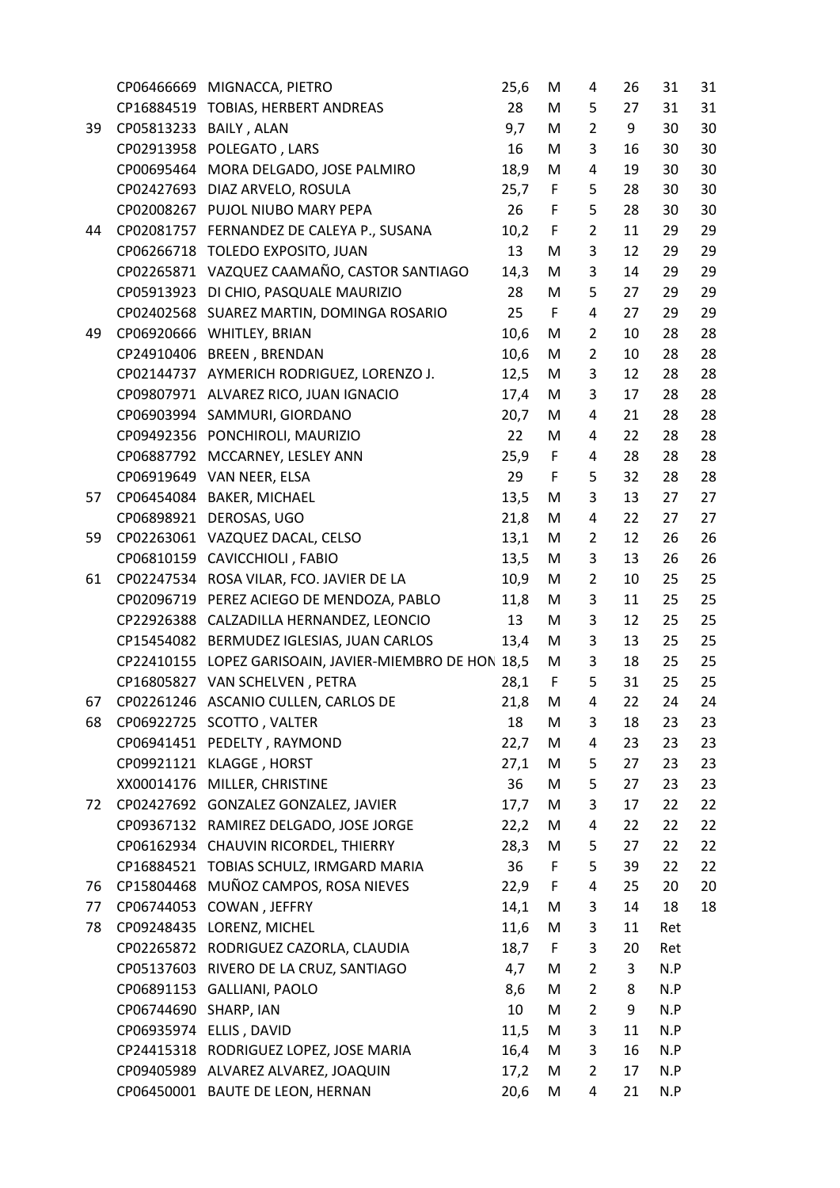| | | | | | | | | |
|---|---|---|---|---|---|---|---|---|
| | CP06466669 | MIGNACCA, PIETRO | 25,6 | M | 4 | 26 | 31 | 31 |
| | CP16884519 | TOBIAS, HERBERT ANDREAS | 28 | M | 5 | 27 | 31 | 31 |
| 39 | CP05813233 | BAILY , ALAN | 9,7 | M | 2 | 9 | 30 | 30 |
| | CP02913958 | POLEGATO , LARS | 16 | M | 3 | 16 | 30 | 30 |
| | CP00695464 | MORA DELGADO, JOSE PALMIRO | 18,9 | M | 4 | 19 | 30 | 30 |
| | CP02427693 | DIAZ ARVELO, ROSULA | 25,7 | F | 5 | 28 | 30 | 30 |
| | CP02008267 | PUJOL NIUBO MARY PEPA | 26 | F | 5 | 28 | 30 | 30 |
| 44 | CP02081757 | FERNANDEZ DE CALEYA P., SUSANA | 10,2 | F | 2 | 11 | 29 | 29 |
| | CP06266718 | TOLEDO EXPOSITO, JUAN | 13 | M | 3 | 12 | 29 | 29 |
| | CP02265871 | VAZQUEZ CAAMAÑO, CASTOR SANTIAGO | 14,3 | M | 3 | 14 | 29 | 29 |
| | CP05913923 | DI CHIO, PASQUALE MAURIZIO | 28 | M | 5 | 27 | 29 | 29 |
| | CP02402568 | SUAREZ MARTIN, DOMINGA ROSARIO | 25 | F | 4 | 27 | 29 | 29 |
| 49 | CP06920666 | WHITLEY, BRIAN | 10,6 | M | 2 | 10 | 28 | 28 |
| | CP24910406 | BREEN , BRENDAN | 10,6 | M | 2 | 10 | 28 | 28 |
| | CP02144737 | AYMERICH RODRIGUEZ, LORENZO J. | 12,5 | M | 3 | 12 | 28 | 28 |
| | CP09807971 | ALVAREZ RICO, JUAN IGNACIO | 17,4 | M | 3 | 17 | 28 | 28 |
| | CP06903994 | SAMMURI, GIORDANO | 20,7 | M | 4 | 21 | 28 | 28 |
| | CP09492356 | PONCHIROLI, MAURIZIO | 22 | M | 4 | 22 | 28 | 28 |
| | CP06887792 | MCCARNEY, LESLEY ANN | 25,9 | F | 4 | 28 | 28 | 28 |
| | CP06919649 | VAN NEER, ELSA | 29 | F | 5 | 32 | 28 | 28 |
| 57 | CP06454084 | BAKER, MICHAEL | 13,5 | M | 3 | 13 | 27 | 27 |
| | CP06898921 | DEROSAS, UGO | 21,8 | M | 4 | 22 | 27 | 27 |
| 59 | CP02263061 | VAZQUEZ DACAL, CELSO | 13,1 | M | 2 | 12 | 26 | 26 |
| | CP06810159 | CAVICCHIOLI , FABIO | 13,5 | M | 3 | 13 | 26 | 26 |
| 61 | CP02247534 | ROSA VILAR, FCO. JAVIER DE LA | 10,9 | M | 2 | 10 | 25 | 25 |
| | CP02096719 | PEREZ ACIEGO DE MENDOZA, PABLO | 11,8 | M | 3 | 11 | 25 | 25 |
| | CP22926388 | CALZADILLA HERNANDEZ, LEONCIO | 13 | M | 3 | 12 | 25 | 25 |
| | CP15454082 | BERMUDEZ IGLESIAS, JUAN CARLOS | 13,4 | M | 3 | 13 | 25 | 25 |
| | CP22410155 | LOPEZ GARISOAIN, JAVIER-MIEMBRO DE HON | 18,5 | M | 3 | 18 | 25 | 25 |
| | CP16805827 | VAN SCHELVEN , PETRA | 28,1 | F | 5 | 31 | 25 | 25 |
| 67 | CP02261246 | ASCANIO CULLEN, CARLOS DE | 21,8 | M | 4 | 22 | 24 | 24 |
| 68 | CP06922725 | SCOTTO , VALTER | 18 | M | 3 | 18 | 23 | 23 |
| | CP06941451 | PEDELTY , RAYMOND | 22,7 | M | 4 | 23 | 23 | 23 |
| | CP09921121 | KLAGGE , HORST | 27,1 | M | 5 | 27 | 23 | 23 |
| | XX00014176 | MILLER, CHRISTINE | 36 | M | 5 | 27 | 23 | 23 |
| 72 | CP02427692 | GONZALEZ GONZALEZ, JAVIER | 17,7 | M | 3 | 17 | 22 | 22 |
| | CP09367132 | RAMIREZ DELGADO, JOSE JORGE | 22,2 | M | 4 | 22 | 22 | 22 |
| | CP06162934 | CHAUVIN RICORDEL, THIERRY | 28,3 | M | 5 | 27 | 22 | 22 |
| | CP16884521 | TOBIAS SCHULZ, IRMGARD MARIA | 36 | F | 5 | 39 | 22 | 22 |
| 76 | CP15804468 | MUÑOZ CAMPOS, ROSA NIEVES | 22,9 | F | 4 | 25 | 20 | 20 |
| 77 | CP06744053 | COWAN , JEFFRY | 14,1 | M | 3 | 14 | 18 | 18 |
| 78 | CP09248435 | LORENZ, MICHEL | 11,6 | M | 3 | 11 | Ret | |
| | CP02265872 | RODRIGUEZ CAZORLA, CLAUDIA | 18,7 | F | 3 | 20 | Ret | |
| | CP05137603 | RIVERO DE LA CRUZ, SANTIAGO | 4,7 | M | 2 | 3 | N.P | |
| | CP06891153 | GALLIANI, PAOLO | 8,6 | M | 2 | 8 | N.P | |
| | CP06744690 | SHARP, IAN | 10 | M | 2 | 9 | N.P | |
| | CP06935974 | ELLIS , DAVID | 11,5 | M | 3 | 11 | N.P | |
| | CP24415318 | RODRIGUEZ LOPEZ, JOSE MARIA | 16,4 | M | 3 | 16 | N.P | |
| | CP09405989 | ALVAREZ ALVAREZ, JOAQUIN | 17,2 | M | 2 | 17 | N.P | |
| | CP06450001 | BAUTE DE LEON, HERNAN | 20,6 | M | 4 | 21 | N.P | |